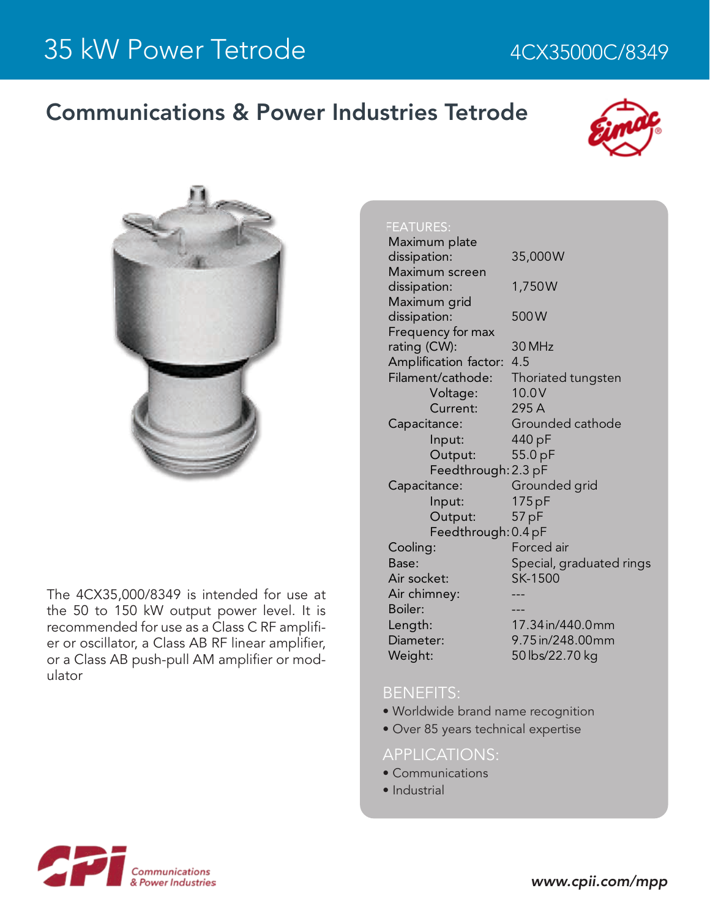# 35 kW Power Tetrode

4CX35000C/8349

## Communications & Power Industries Tetrode

The 4CX35,000/8349 is intended for use at the 50 to 150 kW output power level. It is recommended for use as a Class C RF amplifier or oscillator, a Class AB RF linear amplifier, or a Class AB push-pull AM amplifier or modulator

### FEATURES:

| | |
|---|---|
| Maximum plate dissipation: | 35,000W |
| Maximum screen dissipation: | 1,750W |
| Maximum grid dissipation: | 500W |
| Frequency for max rating (CW): | 30 MHz |
| Amplification factor: | 4.5 |
| Filament/cathode: | Thoriated tungsten |
| Voltage: | 10.0V |
| Current: | 295 A |
| Capacitance: | Grounded cathode |
| Input: | 440 pF |
| Output: | 55.0 pF |
| Feedthrough: | 2.3 pF |
| Capacitance: | Grounded grid |
| Input: | 175 pF |
| Output: | 57 pF |
| Feedthrough: | 0.4 pF |
| Cooling: | Forced air |
| Base: | Special, graduated rings |
| Air socket: | SK-1500 |
| Air chimney: | --- |
| Boiler: | --- |
| Length: | 17.34 in/440.0 mm |
| Diameter: | 9.75 in/248.00 mm |
| Weight: | 50 lbs/22.70 kg |

### BENEFITS:

- Worldwide brand name recognition
- Over 85 years technical expertise

### APPLICATIONS:

- Communications
- Industrial

Communications & Power Industries

www.cpii.com/mpp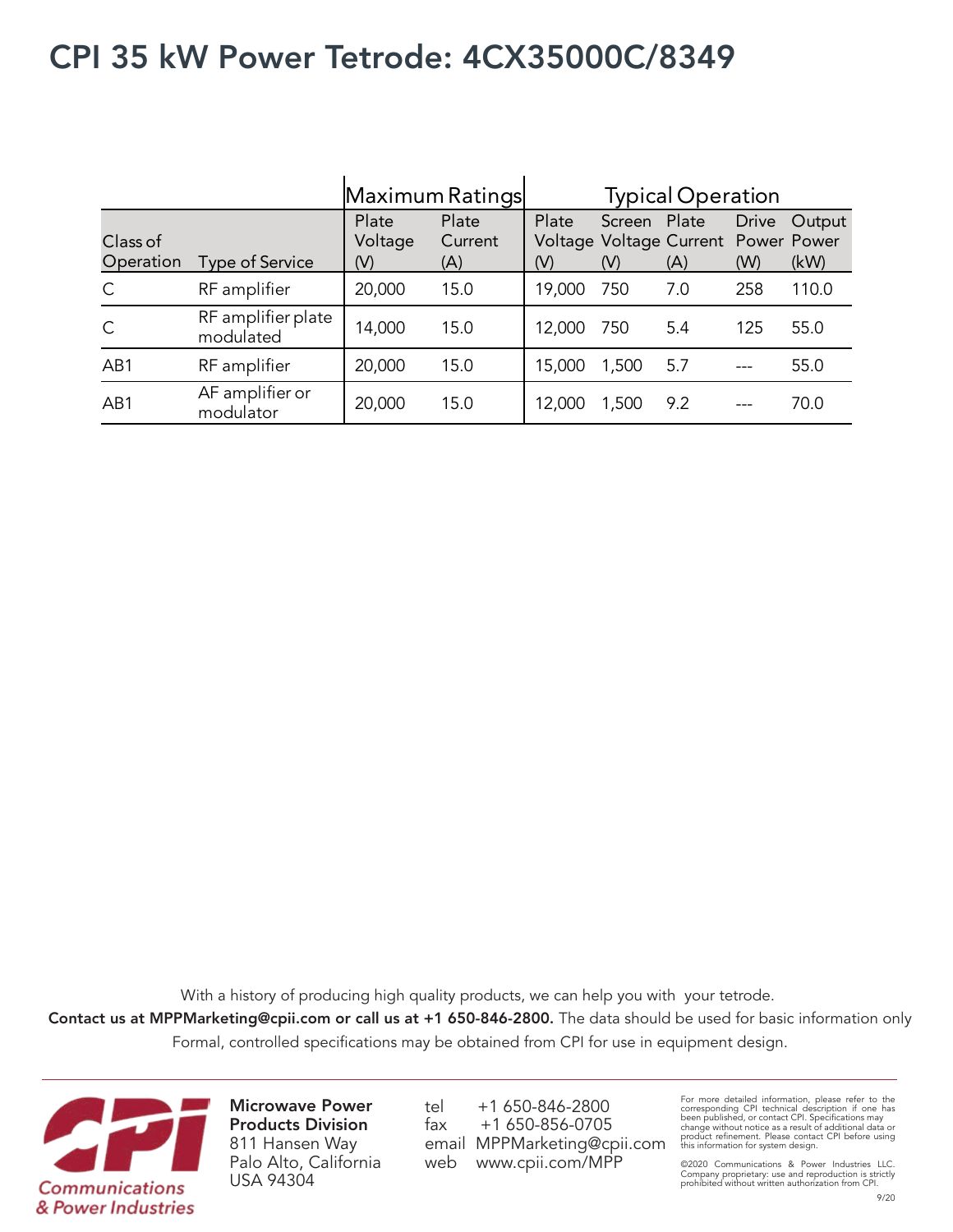# CPI 35 kW Power Tetrode: 4CX35000C/8349

| | | Maximum Ratings | | Typical Operation | | | | |
|---|---|---|---|---|---|---|---|---|
| Class of Operation | Type of Service | Plate Voltage (V) | Plate Current (A) | Plate Voltage (V) | Screen Voltage (V) | Plate Current (A) | Drive Power (W) | Output Power (kW) |
| C | RF amplifier | 20,000 | 15.0 | 19,000 | 750 | 7.0 | 258 | 110.0 |
| C | RF amplifier plate modulated | 14,000 | 15.0 | 12,000 | 750 | 5.4 | 125 | 55.0 |
| AB1 | RF amplifier | 20,000 | 15.0 | 15,000 | 1,500 | 5.7 | --- | 55.0 |
| AB1 | AF amplifier or modulator | 20,000 | 15.0 | 12,000 | 1,500 | 9.2 | --- | 70.0 |

With a history of producing high quality products, we can help you with your tetrode.

**Contact us at MPPMarketing@cpii.com or call us at +1 650-846-2800.** The data should be used for basic information only Formal, controlled specifications may be obtained from CPI for use in equipment design.

Communications & Power Industries

**Microwave Power Products Division**
811 Hansen Way
Palo Alto, California
USA 94304

tel +1 650-846-2800
fax +1 650-856-0705
email MPPMarketing@cpii.com
web www.cpii.com/MPP

For more detailed information, please refer to the corresponding CPI technical description if one has been published, or contact CPI. Specifications may change without notice as a result of additional data or product refinement. Please contact CPI before using this information for system design.

©2020 Communications & Power Industries LLC. Company proprietary: use and reproduction is strictly prohibited without written authorization from CPI.

9/20